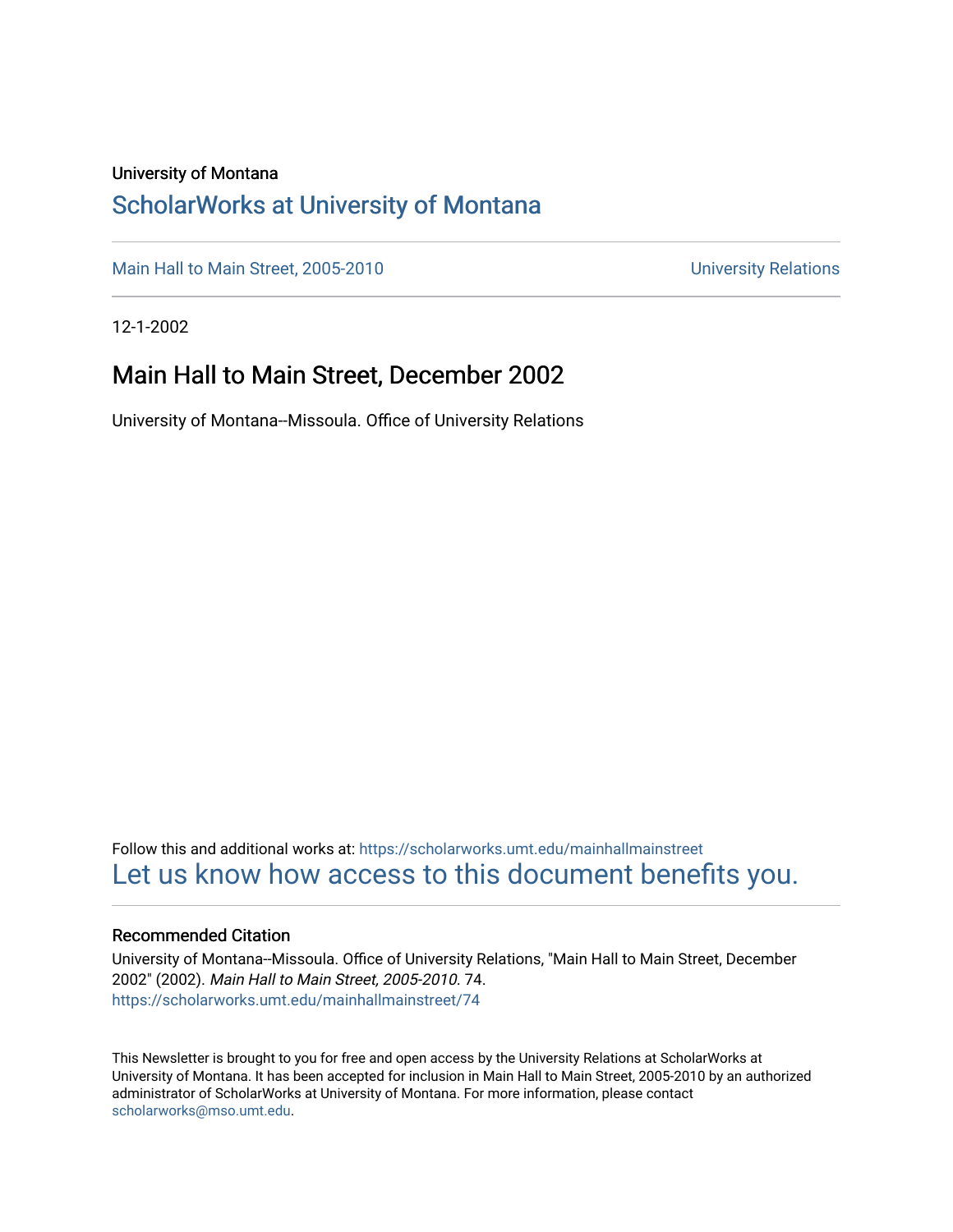University of Montana

# ScholarWorks at University of Montana

Main Hall to Main Street, 2005-2010 | University Relations

12-1-2002

## Main Hall to Main Street, December 2002

University of Montana--Missoula. Office of University Relations

Follow this and additional works at: https://scholarworks.umt.edu/mainhallmainstreet

Let us know how access to this document benefits you.

### Recommended Citation

University of Montana--Missoula. Office of University Relations, "Main Hall to Main Street, December 2002" (2002). *Main Hall to Main Street, 2005-2010*. 74.
https://scholarworks.umt.edu/mainhallmainstreet/74

This Newsletter is brought to you for free and open access by the University Relations at ScholarWorks at University of Montana. It has been accepted for inclusion in Main Hall to Main Street, 2005-2010 by an authorized administrator of ScholarWorks at University of Montana. For more information, please contact scholarworks@mso.umt.edu.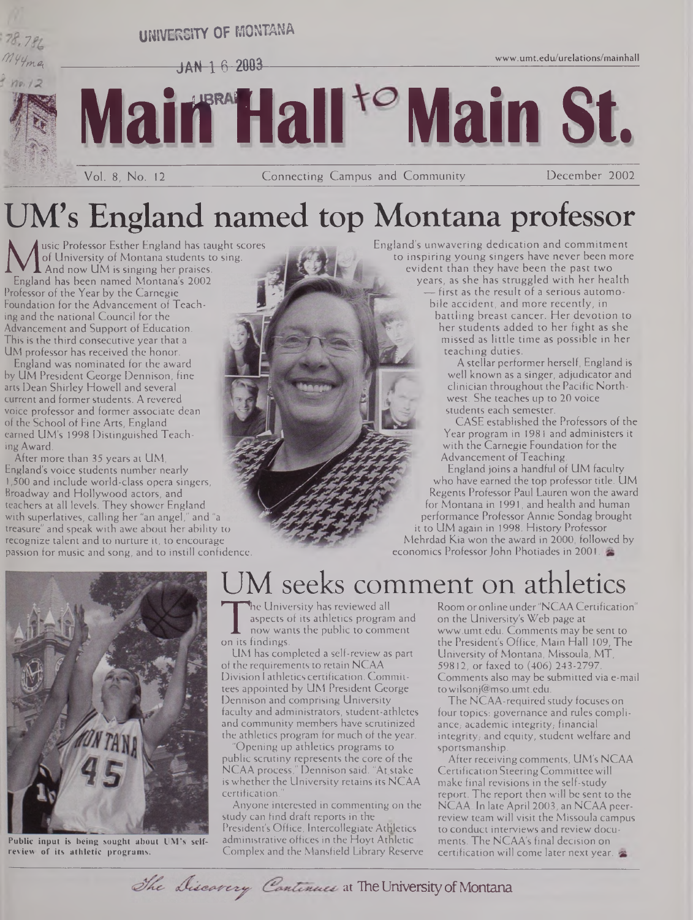# Main Hall to Main St.

Vol. 8, No. 12 — Connecting Campus and Community — December 2002

www.umt.edu/urelations/mainhall

# UM's England named top Montana professor

Music Professor Esther England has taught scores of University of Montana students to sing. And now UM is singing her praises.

England has been named Montana's 2002 Professor of the Year by the Carnegie Foundation for the Advancement of Teaching and the national Council for the Advancement and Support of Education. This is the third consecutive year that a UM professor has received the honor.

England was nominated for the award by UM President George Dennison, fine arts Dean Shirley Howell and several current and former students. A revered voice professor and former associate dean of the School of Fine Arts, England earned UM's 1998 Distinguished Teaching Award.

After more than 35 years at UM, England's voice students number nearly 1,500 and include world-class opera singers, Broadway and Hollywood actors, and teachers at all levels. They shower England with superlatives, calling her "an angel," and "a treasure" and speak with awe about her ability to recognize talent and to nurture it, to encourage passion for music and song, and to instill confidence.

England's unwavering dedication and commitment to inspiring young singers have never been more evident than they have been the past two years, as she has struggled with her health — first as the result of a serious automobile accident, and more recently, in battling breast cancer. Her devotion to her students added to her fight as she missed as little time as possible in her teaching duties.

A stellar performer herself, England is well known as a singer, adjudicator and clinician throughout the Pacific Northwest. She teaches up to 20 voice students each semester.

CASE established the Professors of the Year program in 1981 and administers it with the Carnegie Foundation for the Advancement of Teaching.

England joins a handful of UM faculty who have earned the top professor title. UM Regents Professor Paul Lauren won the award for Montana in 1991, and health and human performance Professor Annie Sondag brought it to UM again in 1998. History Professor Mehrdad Kia won the award in 2000, followed by economics Professor John Photiades in 2001.

# UM seeks comment on athletics

The University has reviewed all aspects of its athletics program and now wants the public to comment on its findings.

UM has completed a self-review as part of the requirements to retain NCAA Division I athletics certification. Committees appointed by UM President George Dennison and comprising University faculty and administrators, student-athletes and community members have scrutinized the athletics program for much of the year.

"Opening up athletics programs to public scrutiny represents the core of the NCAA process," Dennison said. "At stake is whether the University retains its NCAA certification."

Anyone interested in commenting on the study can find draft reports in the President's Office, Intercollegiate Athletics administrative offices in the Hoyt Athletic Complex and the Mansfield Library Reserve Room or online under "NCAA Certification" on the University's Web page at www.umt.edu. Comments may be sent to the President's Office, Main Hall 109, The University of Montana, Missoula, MT, 59812, or faxed to (406) 243-2797. Comments also may be submitted via e-mail to wilsonj@mso.umt.edu.

The NCAA-required study focuses on four topics: governance and rules compliance; academic integrity; financial integrity; and equity, student welfare and sportsmanship.

After receiving comments, UM's NCAA Certification Steering Committee will make final revisions in the self-study report. The report then will be sent to the NCAA. In late April 2003, an NCAA peer-review team will visit the Missoula campus to conduct interviews and review documents. The NCAA's final decision on certification will come later next year.

Public input is being sought about UM's self-review of its athletic programs.

*The Discovery Continues* at The University of Montana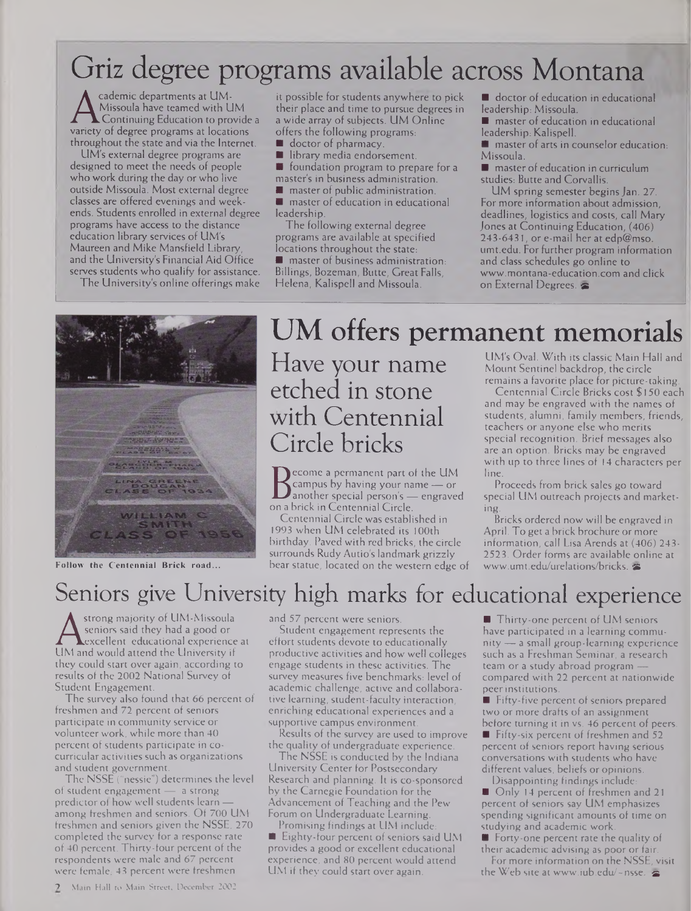# Griz degree programs available across Montana

Academic departments at UM-Missoula have teamed with UM Continuing Education to provide a variety of degree programs at locations throughout the state and via the Internet.

UM's external degree programs are designed to meet the needs of people who work during the day or who live outside Missoula. Most external degree classes are offered evenings and weekends. Students enrolled in external degree programs have access to the distance education library services of UM's Maureen and Mike Mansfield Library, and the University's Financial Aid Office serves students who qualify for assistance.

The University's online offerings make it possible for students anywhere to pick their place and time to pursue degrees in a wide array of subjects. UM Online offers the following programs:

- doctor of pharmacy.
- library media endorsement.
- foundation program to prepare for a master's in business administration.
- master of public administration.
- master of education in educational leadership.

The following external degree programs are available at specified locations throughout the state:

- master of business administration: Billings, Bozeman, Butte, Great Falls, Helena, Kalispell and Missoula.
- doctor of education in educational leadership: Missoula.
- master of education in educational leadership: Kalispell.
- master of arts in counselor education: Missoula.
- master of education in curriculum studies: Butte and Corvallis.

UM spring semester begins Jan. 27. For more information about admission, deadlines, logistics and costs, call Mary Jones at Continuing Education, (406) 243-6431, or e-mail her at edp@mso.umt.edu. For further program information and class schedules go online to www.montana-education.com and click on External Degrees.

# UM offers permanent memorials

## Have your name etched in stone with Centennial Circle bricks

Follow the Centennial Brick road...

Become a permanent part of the UM campus by having your name — or another special person's — engraved on a brick in Centennial Circle.

Centennial Circle was established in 1993 when UM celebrated its 100th birthday. Paved with red bricks, the circle surrounds Rudy Autio's landmark grizzly bear statue, located on the western edge of UM's Oval. With its classic Main Hall and Mount Sentinel backdrop, the circle remains a favorite place for picture-taking.

Centennial Circle Bricks cost $150 each and may be engraved with the names of students, alumni, family members, friends, teachers or anyone else who merits special recognition. Brief messages also are an option. Bricks may be engraved with up to three lines of 14 characters per line.

Proceeds from brick sales go toward special UM outreach projects and marketing.

Bricks ordered now will be engraved in April. To get a brick brochure or more information, call Lisa Arends at (406) 243-2523. Order forms are available online at www.umt.edu/urelations/bricks.

# Seniors give University high marks for educational experience

A strong majority of UM-Missoula seniors said they had a good or excellent educational experience at UM and would attend the University if they could start over again, according to results of the 2002 National Survey of Student Engagement.

The survey also found that 66 percent of freshmen and 72 percent of seniors participate in community service or volunteer work, while more than 40 percent of students participate in co-curricular activities such as organizations and student government.

The NSSE ("nessie") determines the level of student engagement — a strong predictor of how well students learn — among freshmen and seniors. Of 700 UM freshmen and seniors given the NSSE, 270 completed the survey for a response rate of 40 percent. Thirty-four percent of the respondents were male and 67 percent were female. 43 percent were freshmen and 57 percent were seniors.

Student engagement represents the effort students devote to educationally productive activities and how well colleges engage students in these activities. The survey measures five benchmarks: level of academic challenge, active and collaborative learning, student-faculty interaction, enriching educational experiences and a supportive campus environment.

Results of the survey are used to improve the quality of undergraduate experience.

The NSSE is conducted by the Indiana University Center for Postsecondary Research and planning. It is co-sponsored by the Carnegie Foundation for the Advancement of Teaching and the Pew Forum on Undergraduate Learning.

Promising findings at UM include:

- Eighty-four percent of seniors said UM provides a good or excellent educational experience, and 80 percent would attend UM if they could start over again.
- Thirty-one percent of UM seniors have participated in a learning community — a small group-learning experience such as a Freshman Seminar, a research team or a study abroad program — compared with 22 percent at nationwide peer institutions.
- Fifty-five percent of seniors prepared two or more drafts of an assignment before turning it in vs. 46 percent of peers.
- Fifty-six percent of freshmen and 52 percent of seniors report having serious conversations with students who have different values, beliefs or opinions.

Disappointing findings include:

- Only 14 percent of freshmen and 21 percent of seniors say UM emphasizes spending significant amounts of time on studying and academic work.
- Forty-one percent rate the quality of their academic advising as poor or fair.

For more information on the NSSE, visit the Web site at www.iub.edu/~nsse.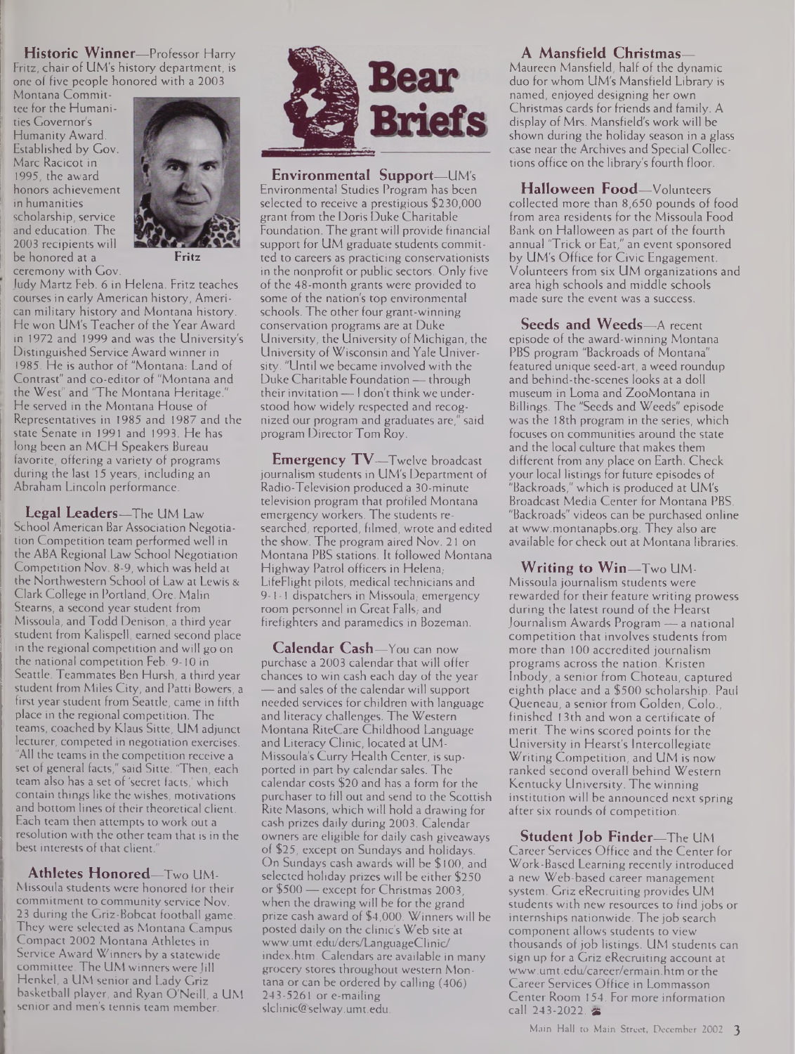# Bear Briefs

**Historic Winner**—Professor Harry Fritz, chair of UM's history department, is one of five people honored with a 2003 Montana Committee for the Humanities Governor's Humanity Award. Established by Gov. Marc Racicot in 1995, the award honors achievement in humanities scholarship, service and education. The 2003 recipients will be honored at a ceremony with Gov. Judy Martz Feb. 6 in Helena. Fritz teaches courses in early American history, American military history and Montana history. He won UM's Teacher of the Year Award in 1972 and 1999 and was the University's Distinguished Service Award winner in 1985. He is author of "Montana: Land of Contrast" and co-editor of "Montana and the West" and "The Montana Heritage." He served in the Montana House of Representatives in 1985 and 1987 and the state Senate in 1991 and 1993. He has long been an MCH Speakers Bureau favorite, offering a variety of programs during the last 15 years, including an Abraham Lincoln performance.

Fritz

**Legal Leaders**—The UM Law School American Bar Association Negotiation Competition team performed well in the ABA Regional Law School Negotiation Competition Nov. 8-9, which was held at the Northwestern School of Law at Lewis & Clark College in Portland, Ore. Malin Stearns, a second year student from Missoula, and Todd Denison, a third year student from Kalispell, earned second place in the regional competition and will go on the national competition Feb. 9-10 in Seattle. Teammates Ben Hursh, a third year student from Miles City, and Patti Bowers, a first year student from Seattle, came in fifth place in the regional competition. The teams, coached by Klaus Sitte, UM adjunct lecturer, competed in negotiation exercises. "All the teams in the competition receive a set of general facts," said Sitte. "Then, each team also has a set of 'secret facts,' which contain things like the wishes, motivations and bottom lines of their theoretical client. Each team then attempts to work out a resolution with the other team that is in the best interests of that client."

**Athletes Honored**—Two UM-Missoula students were honored for their commitment to community service Nov. 23 during the Griz-Bobcat football game. They were selected as Montana Campus Compact 2002 Montana Athletes in Service Award Winners by a statewide committee. The UM winners were Jill Henkel, a UM senior and Lady Griz basketball player, and Ryan O'Neill, a UM senior and men's tennis team member.

**Environmental Support**—UM's Environmental Studies Program has been selected to receive a prestigious $230,000 grant from the Doris Duke Charitable Foundation. The grant will provide financial support for UM graduate students committed to careers as practicing conservationists in the nonprofit or public sectors. Only five of the 48-month grants were provided to some of the nation's top environmental schools. The other four grant-winning conservation programs are at Duke University, the University of Michigan, the University of Wisconsin and Yale University. "Until we became involved with the Duke Charitable Foundation — through their invitation — I don't think we understood how widely respected and recognized our program and graduates are," said program Director Tom Roy.

**Emergency TV**—Twelve broadcast journalism students in UM's Department of Radio-Television produced a 30-minute television program that profiled Montana emergency workers. The students researched, reported, filmed, wrote and edited the show. The program aired Nov. 21 on Montana PBS stations. It followed Montana Highway Patrol officers in Helena; LifeFlight pilots, medical technicians and 9-1-1 dispatchers in Missoula; emergency room personnel in Great Falls; and firefighters and paramedics in Bozeman.

**Calendar Cash**—You can now purchase a 2003 calendar that will offer chances to win cash each day of the year — and sales of the calendar will support needed services for children with language and literacy challenges. The Western Montana RiteCare Childhood Language and Literacy Clinic, located at UM-Missoula's Curry Health Center, is supported in part by calendar sales. The calendar costs $20 and has a form for the purchaser to fill out and send to the Scottish Rite Masons, which will hold a drawing for cash prizes daily during 2003. Calendar owners are eligible for daily cash giveaways of $25, except on Sundays and holidays. On Sundays cash awards will be $100, and selected holiday prizes will be either $250 or $500 — except for Christmas 2003, when the drawing will be for the grand prize cash award of $4,000. Winners will be posted daily on the clinic's Web site at www.umt.edu/ders/LanguageClinic/index.htm. Calendars are available in many grocery stores throughout western Montana or can be ordered by calling (406) 243-5261 or e-mailing slclinic@selway.umt.edu.

**A Mansfield Christmas**—Maureen Mansfield, half of the dynamic duo for whom UM's Mansfield Library is named, enjoyed designing her own Christmas cards for friends and family. A display of Mrs. Mansfield's work will be shown during the holiday season in a glass case near the Archives and Special Collections office on the library's fourth floor.

**Halloween Food**—Volunteers collected more than 8,650 pounds of food from area residents for the Missoula Food Bank on Halloween as part of the fourth annual "Trick or Eat," an event sponsored by UM's Office for Civic Engagement. Volunteers from six UM organizations and area high schools and middle schools made sure the event was a success.

**Seeds and Weeds**—A recent episode of the award-winning Montana PBS program "Backroads of Montana" featured unique seed-art, a weed roundup and behind-the-scenes looks at a doll museum in Loma and ZooMontana in Billings. The "Seeds and Weeds" episode was the 18th program in the series, which focuses on communities around the state and the local culture that makes them different from any place on Earth. Check your local listings for future episodes of "Backroads," which is produced at UM's Broadcast Media Center for Montana PBS. "Backroads" videos can be purchased online at www.montanapbs.org. They also are available for check out at Montana libraries.

**Writing to Win**—Two UM-Missoula journalism students were rewarded for their feature writing prowess during the latest round of the Hearst Journalism Awards Program — a national competition that involves students from more than 100 accredited journalism programs across the nation. Kristen Inbody, a senior from Choteau, captured eighth place and a $500 scholarship. Paul Queneau, a senior from Golden, Colo., finished 13th and won a certificate of merit. The wins scored points for the University in Hearst's Intercollegiate Writing Competition, and UM is now ranked second overall behind Western Kentucky University. The winning institution will be announced next spring after six rounds of competition.

**Student Job Finder**—The UM Career Services Office and the Center for Work-Based Learning recently introduced a new Web-based career management system. Griz eRecruiting provides UM students with new resources to find jobs or internships nationwide. The job search component allows students to view thousands of job listings. UM students can sign up for a Griz eRecruiting account at www.umt.edu/career/ermain.htm or the Career Services Office in Lommasson Center Room 154. For more information call 243-2022.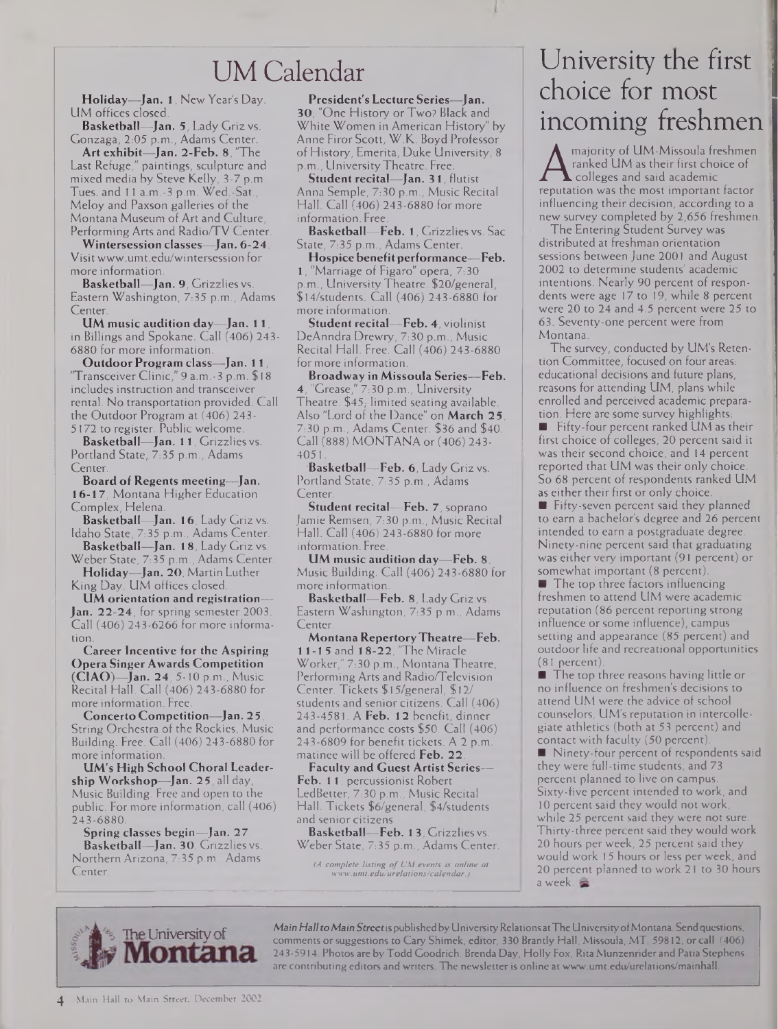# UM Calendar

**Holiday—Jan. 1**, New Year's Day. UM offices closed.

**Basketball—Jan. 5**, Lady Griz vs. Gonzaga, 2:05 p.m., Adams Center.

**Art exhibit—Jan. 2-Feb. 8**, "The Last Refuge," paintings, sculpture and mixed media by Steve Kelly, 3-7 p.m. Tues. and 11 a.m.-3 p.m. Wed.-Sat., Meloy and Paxson galleries of the Montana Museum of Art and Culture, Performing Arts and Radio/TV Center.

**Wintersession classes—Jan. 6-24**. Visit www.umt.edu/wintersession for more information.

**Basketball—Jan. 9**, Grizzlies vs. Eastern Washington, 7:35 p.m., Adams Center.

**UM music audition day—Jan. 11**, in Billings and Spokane. Call (406) 243-6880 for more information.

**Outdoor Program class—Jan. 11**, "Transceiver Clinic," 9 a.m.-3 p.m. $18 includes instruction and transceiver rental. No transportation provided. Call the Outdoor Program at (406) 243-5172 to register. Public welcome.

**Basketball—Jan. 11**, Grizzlies vs. Portland State, 7:35 p.m., Adams Center.

**Board of Regents meeting—Jan. 16-17**, Montana Higher Education Complex, Helena.

**Basketball—Jan. 16**, Lady Griz vs. Idaho State, 7:35 p.m., Adams Center.

**Basketball—Jan. 18**, Lady Griz vs. Weber State, 7:35 p.m., Adams Center.

**Holiday—Jan. 20**, Martin Luther King Day. UM offices closed.

**UM orientation and registration—Jan. 22-24**, for spring semester 2003. Call (406) 243-6266 for more information.

**Career Incentive for the Aspiring Opera Singer Awards Competition (CIAO)—Jan. 24**, 5-10 p.m., Music Recital Hall. Call (406) 243-6880 for more information. Free.

**Concerto Competition—Jan. 25**, String Orchestra of the Rockies, Music Building. Free. Call (406) 243-6880 for more information.

**UM's High School Choral Leadership Workshop—Jan. 25**, all day, Music Building. Free and open to the public. For more information, call (406) 243-6880.

**Spring classes begin—Jan. 27**.

**Basketball—Jan. 30**, Grizzlies vs. Northern Arizona, 7:35 p.m., Adams Center.

**President's Lecture Series—Jan. 30**, "One History or Two? Black and White Women in American History" by Anne Firor Scott, W.K. Boyd Professor of History, Emerita, Duke University, 8 p.m., University Theatre. Free.

**Student recital—Jan. 31**, flutist Anna Semple, 7:30 p.m., Music Recital Hall. Call (406) 243-6880 for more information. Free.

**Basketball—Feb. 1**, Grizzlies vs. Sac State, 7:35 p.m., Adams Center.

**Hospice benefit performance—Feb. 1**, "Marriage of Figaro" opera, 7:30 p.m., University Theatre. $20/general, $14/students. Call (406) 243-6880 for more information.

**Student recital—Feb. 4**, violinist DeAnndra Drewry, 7:30 p.m., Music Recital Hall. Free. Call (406) 243-6880 for more information.

**Broadway in Missoula Series—Feb. 4**, "Grease," 7:30 p.m., University Theatre. $45; limited seating available. Also "Lord of the Dance" on **March 25**, 7:30 p.m., Adams Center. $36 and $40. Call (888) MONTANA or (406) 243-4051.

**Basketball—Feb. 6**, Lady Griz vs. Portland State, 7:35 p.m., Adams Center.

**Student recital—Feb. 7**, soprano Jamie Remsen, 7:30 p.m., Music Recital Hall. Call (406) 243-6880 for more information. Free.

**UM music audition day—Feb. 8**, Music Building. Call (406) 243-6880 for more information.

**Basketball—Feb. 8**, Lady Griz vs. Eastern Washington, 7:35 p.m., Adams Center.

**Montana Repertory Theatre—Feb. 11-15** and **18-22**, "The Miracle Worker," 7:30 p.m., Montana Theatre, Performing Arts and Radio/Television Center. Tickets $15/general, $12/students and senior citizens. Call (406) 243-4581. A **Feb. 12** benefit, dinner and performance costs $50. Call (406) 243-6809 for benefit tickets. A 2 p.m. matinee will be offered **Feb. 22**.

**Faculty and Guest Artist Series—Feb. 11**, percussionist Robert LedBetter, 7:30 p.m., Music Recital Hall. Tickets $6/general, $4/students and senior citizens.

**Basketball—Feb. 13**, Grizzlies vs. Weber State, 7:35 p.m., Adams Center.

*(A complete listing of UM events is online at www.umt.edu/urelations/calendar.)*

# University the first choice for most incoming freshmen

A majority of UM-Missoula freshmen ranked UM as their first choice of colleges and said academic reputation was the most important factor influencing their decision, according to a new survey completed by 2,656 freshmen.

The Entering Student Survey was distributed at freshman orientation sessions between June 2001 and August 2002 to determine students' academic intentions. Nearly 90 percent of respondents were age 17 to 19, while 8 percent were 20 to 24 and 4.5 percent were 25 to 63. Seventy-one percent were from Montana.

The survey, conducted by UM's Retention Committee, focused on four areas: educational decisions and future plans, reasons for attending UM, plans while enrolled and perceived academic preparation. Here are some survey highlights:

- Fifty-four percent ranked UM as their first choice of colleges, 20 percent said it was their second choice, and 14 percent reported that UM was their only choice. So 68 percent of respondents ranked UM as either their first or only choice.
- Fifty-seven percent said they planned to earn a bachelor's degree and 26 percent intended to earn a postgraduate degree. Ninety-nine percent said that graduating was either very important (91 percent) or somewhat important (8 percent).
- The top three factors influencing freshmen to attend UM were academic reputation (86 percent reporting strong influence or some influence), campus setting and appearance (85 percent) and outdoor life and recreational opportunities (81 percent).
- The top three reasons having little or no influence on freshmen's decisions to attend UM were the advice of school counselors, UM's reputation in intercollegiate athletics (both at 53 percent) and contact with faculty (50 percent).
- Ninety-four percent of respondents said they were full-time students, and 73 percent planned to live on campus. Sixty-five percent intended to work, and 10 percent said they would not work, while 25 percent said they were not sure. Thirty-three percent said they would work 20 hours per week, 25 percent said they would work 15 hours or less per week, and 20 percent planned to work 21 to 30 hours a week.

The University of Montana

*Main Hall to Main Street* is published by University Relations at The University of Montana. Send questions, comments or suggestions to Cary Shimek, editor, 330 Brantly Hall, Missoula, MT 59812, or call (406) 243-5914. Photos are by Todd Goodrich. Brenda Day, Holly Fox, Rita Munzenrider and Patia Stephens are contributing editors and writers. The newsletter is online at www.umt.edu/urelations/mainhall.